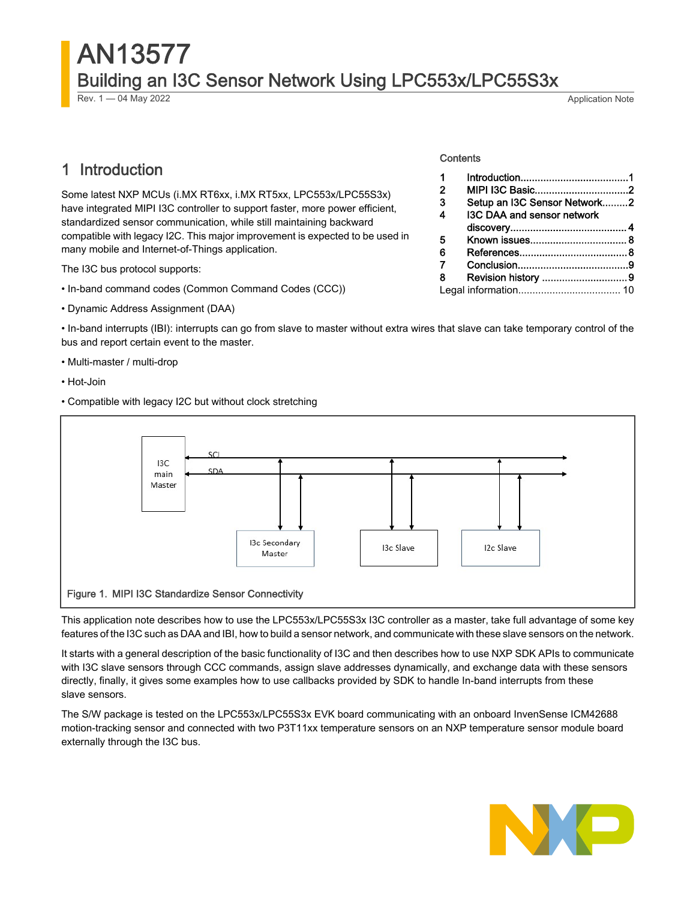# AN13577

## Building an I3C Sensor Network Using LPC553x/LPC55S3x

Rev. 1 — 04 May 2022 Application Note

Contents

| | | |
|---|---|---|
| 1 | Introduction | 1 |
| 2 | MIPI I3C Basic | 2 |
| 3 | Setup an I3C Sensor Network | 2 |
| 4 | I3C DAA and sensor network discovery | 4 |
| 5 | Known issues | 8 |
| 6 | References | 8 |
| 7 | Conclusion | 9 |
| 8 | Revision history | 9 |
| | Legal information | 10 |

## 1 Introduction

Some latest NXP MCUs (i.MX RT6xx, i.MX RT5xx, LPC553x/LPC55S3x) have integrated MIPI I3C controller to support faster, more power efficient, standardized sensor communication, while still maintaining backward compatible with legacy I2C. This major improvement is expected to be used in many mobile and Internet-of-Things application.

The I3C bus protocol supports:

• In-band command codes (Common Command Codes (CCC))

• Dynamic Address Assignment (DAA)

• In-band interrupts (IBI): interrupts can go from slave to master without extra wires that slave can take temporary control of the bus and report certain event to the master.

• Multi-master / multi-drop

• Hot-Join

• Compatible with legacy I2C but without clock stretching

I3C main Master

SCL

SDA

I3c Secondary Master

I3c Slave

I2c Slave

Figure 1. MIPI I3C Standardize Sensor Connectivity

This application note describes how to use the LPC553x/LPC55S3x I3C controller as a master, take full advantage of some key features of the I3C such as DAA and IBI, how to build a sensor network, and communicate with these slave sensors on the network.

It starts with a general description of the basic functionality of I3C and then describes how to use NXP SDK APIs to communicate with I3C slave sensors through CCC commands, assign slave addresses dynamically, and exchange data with these sensors directly, finally, it gives some examples how to use callbacks provided by SDK to handle In-band interrupts from these slave sensors.

The S/W package is tested on the LPC553x/LPC55S3x EVK board communicating with an onboard InvenSense ICM42688 motion-tracking sensor and connected with two P3T11xx temperature sensors on an NXP temperature sensor module board externally through the I3C bus.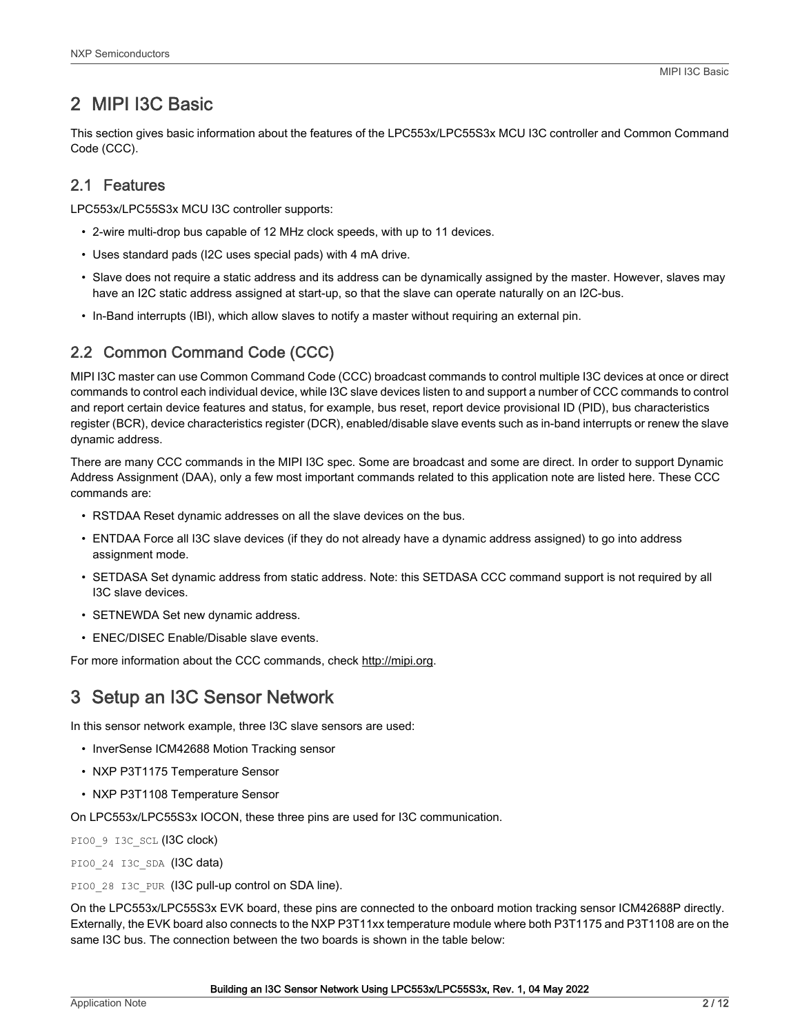## 2 MIPI I3C Basic

This section gives basic information about the features of the LPC553x/LPC55S3x MCU I3C controller and Common Command Code (CCC).

### 2.1 Features

LPC553x/LPC55S3x MCU I3C controller supports:

- 2-wire multi-drop bus capable of 12 MHz clock speeds, with up to 11 devices.
- Uses standard pads (I2C uses special pads) with 4 mA drive.
- Slave does not require a static address and its address can be dynamically assigned by the master. However, slaves may have an I2C static address assigned at start-up, so that the slave can operate naturally on an I2C-bus.
- In-Band interrupts (IBI), which allow slaves to notify a master without requiring an external pin.

### 2.2 Common Command Code (CCC)

MIPI I3C master can use Common Command Code (CCC) broadcast commands to control multiple I3C devices at once or direct commands to control each individual device, while I3C slave devices listen to and support a number of CCC commands to control and report certain device features and status, for example, bus reset, report device provisional ID (PID), bus characteristics register (BCR), device characteristics register (DCR), enabled/disable slave events such as in-band interrupts or renew the slave dynamic address.

There are many CCC commands in the MIPI I3C spec. Some are broadcast and some are direct. In order to support Dynamic Address Assignment (DAA), only a few most important commands related to this application note are listed here. These CCC commands are:

- RSTDAA Reset dynamic addresses on all the slave devices on the bus.
- ENTDAA Force all I3C slave devices (if they do not already have a dynamic address assigned) to go into address assignment mode.
- SETDASA Set dynamic address from static address. Note: this SETDASA CCC command support is not required by all I3C slave devices.
- SETNEWDA Set new dynamic address.
- ENEC/DISEC Enable/Disable slave events.

For more information about the CCC commands, check http://mipi.org.

## 3 Setup an I3C Sensor Network

In this sensor network example, three I3C slave sensors are used:

- InverSense ICM42688 Motion Tracking sensor
- NXP P3T1175 Temperature Sensor
- NXP P3T1108 Temperature Sensor

On LPC553x/LPC55S3x IOCON, these three pins are used for I3C communication.

`PIO0_9 I3C_SCL` (I3C clock)

`PIO0_24 I3C_SDA` (I3C data)

`PIO0_28 I3C_PUR` (I3C pull-up control on SDA line).

On the LPC553x/LPC55S3x EVK board, these pins are connected to the onboard motion tracking sensor ICM42688P directly. Externally, the EVK board also connects to the NXP P3T11xx temperature module where both P3T1175 and P3T1108 are on the same I3C bus. The connection between the two boards is shown in the table below: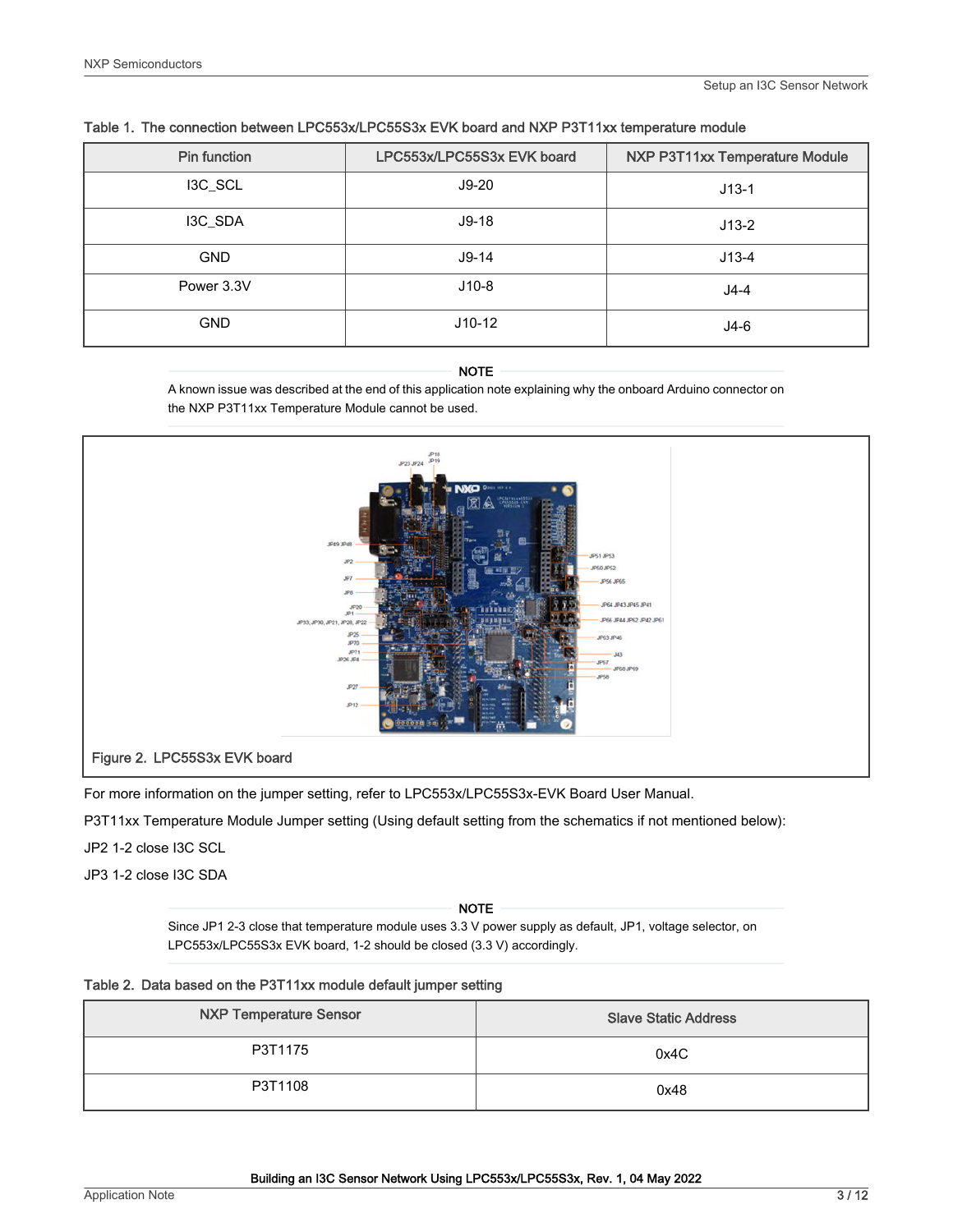Table 1. The connection between LPC553x/LPC55S3x EVK board and NXP P3T11xx temperature module

| Pin function | LPC553x/LPC55S3x EVK board | NXP P3T11xx Temperature Module |
| --- | --- | --- |
| I3C_SCL | J9-20 | J13-1 |
| I3C_SDA | J9-18 | J13-2 |
| GND | J9-14 | J13-4 |
| Power 3.3V | J10-8 | J4-4 |
| GND | J10-12 | J4-6 |

**NOTE**

A known issue was described at the end of this application note explaining why the onboard Arduino connector on the NXP P3T11xx Temperature Module cannot be used.

Figure 2. LPC55S3x EVK board

For more information on the jumper setting, refer to LPC553x/LPC55S3x-EVK Board User Manual.

P3T11xx Temperature Module Jumper setting (Using default setting from the schematics if not mentioned below):

JP2 1-2 close I3C SCL

JP3 1-2 close I3C SDA

**NOTE**

Since JP1 2-3 close that temperature module uses 3.3 V power supply as default, JP1, voltage selector, on LPC553x/LPC55S3x EVK board, 1-2 should be closed (3.3 V) accordingly.

Table 2. Data based on the P3T11xx module default jumper setting

| NXP Temperature Sensor | Slave Static Address |
| --- | --- |
| P3T1175 | 0x4C |
| P3T1108 | 0x48 |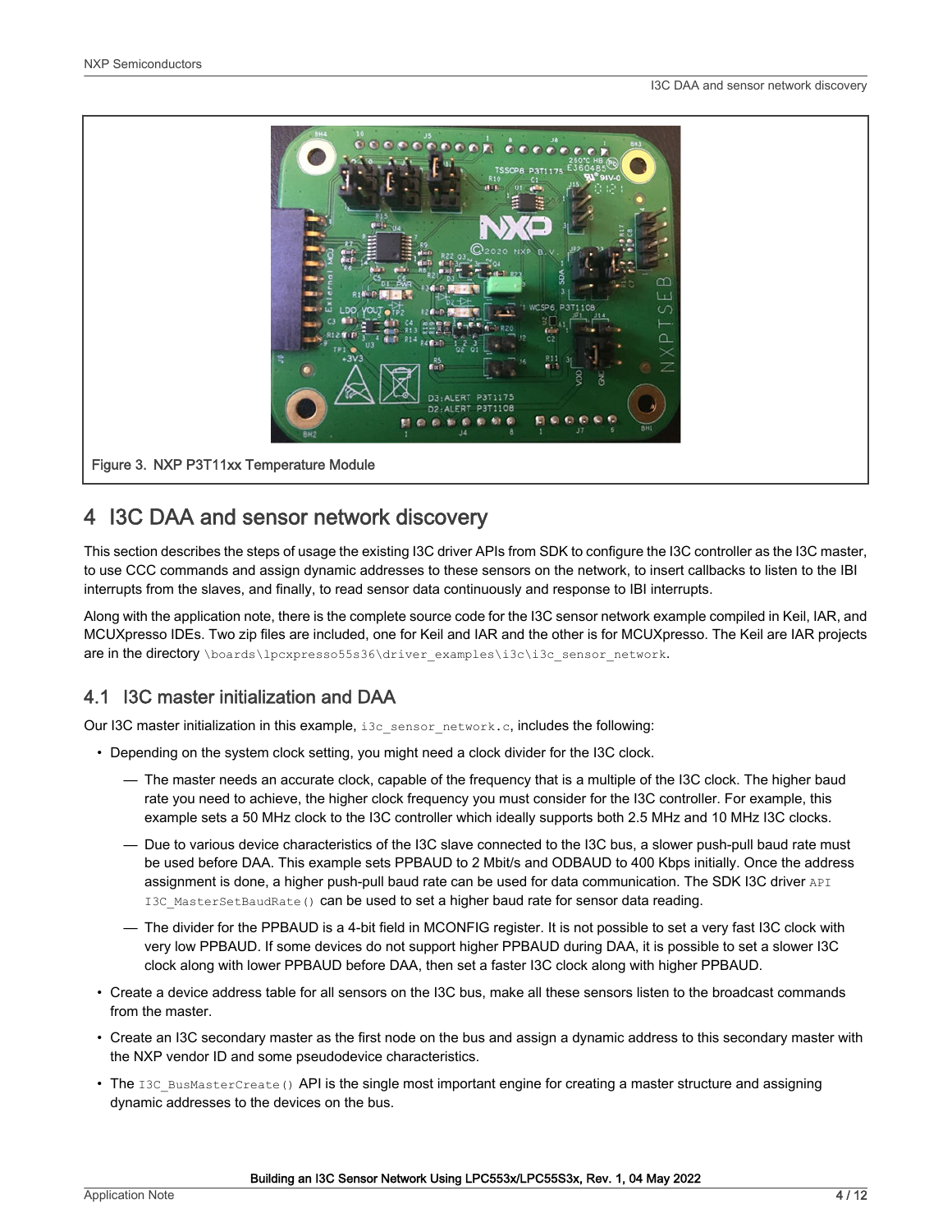Figure 3. NXP P3T11xx Temperature Module

## 4 I3C DAA and sensor network discovery

This section describes the steps of usage the existing I3C driver APIs from SDK to configure the I3C controller as the I3C master, to use CCC commands and assign dynamic addresses to these sensors on the network, to insert callbacks to listen to the IBI interrupts from the slaves, and finally, to read sensor data continuously and response to IBI interrupts.

Along with the application note, there is the complete source code for the I3C sensor network example compiled in Keil, IAR, and MCUXpresso IDEs. Two zip files are included, one for Keil and IAR and the other is for MCUXpresso. The Keil are IAR projects are in the directory `\boards\lpcxpresso55s36\driver_examples\i3c\i3c_sensor_network`.

### 4.1 I3C master initialization and DAA

Our I3C master initialization in this example, `i3c_sensor_network.c`, includes the following:

- Depending on the system clock setting, you might need a clock divider for the I3C clock.
  - The master needs an accurate clock, capable of the frequency that is a multiple of the I3C clock. The higher baud rate you need to achieve, the higher clock frequency you must consider for the I3C controller. For example, this example sets a 50 MHz clock to the I3C controller which ideally supports both 2.5 MHz and 10 MHz I3C clocks.
  - Due to various device characteristics of the I3C slave connected to the I3C bus, a slower push-pull baud rate must be used before DAA. This example sets PPBAUD to 2 Mbit/s and ODBAUD to 400 Kbps initially. Once the address assignment is done, a higher push-pull baud rate can be used for data communication. The SDK I3C driver `API I3C_MasterSetBaudRate()` can be used to set a higher baud rate for sensor data reading.
  - The divider for the PPBAUD is a 4-bit field in MCONFIG register. It is not possible to set a very fast I3C clock with very low PPBAUD. If some devices do not support higher PPBAUD during DAA, it is possible to set a slower I3C clock along with lower PPBAUD before DAA, then set a faster I3C clock along with higher PPBAUD.
- Create a device address table for all sensors on the I3C bus, make all these sensors listen to the broadcast commands from the master.
- Create an I3C secondary master as the first node on the bus and assign a dynamic address to this secondary master with the NXP vendor ID and some pseudodevice characteristics.
- The `I3C_BusMasterCreate()` API is the single most important engine for creating a master structure and assigning dynamic addresses to the devices on the bus.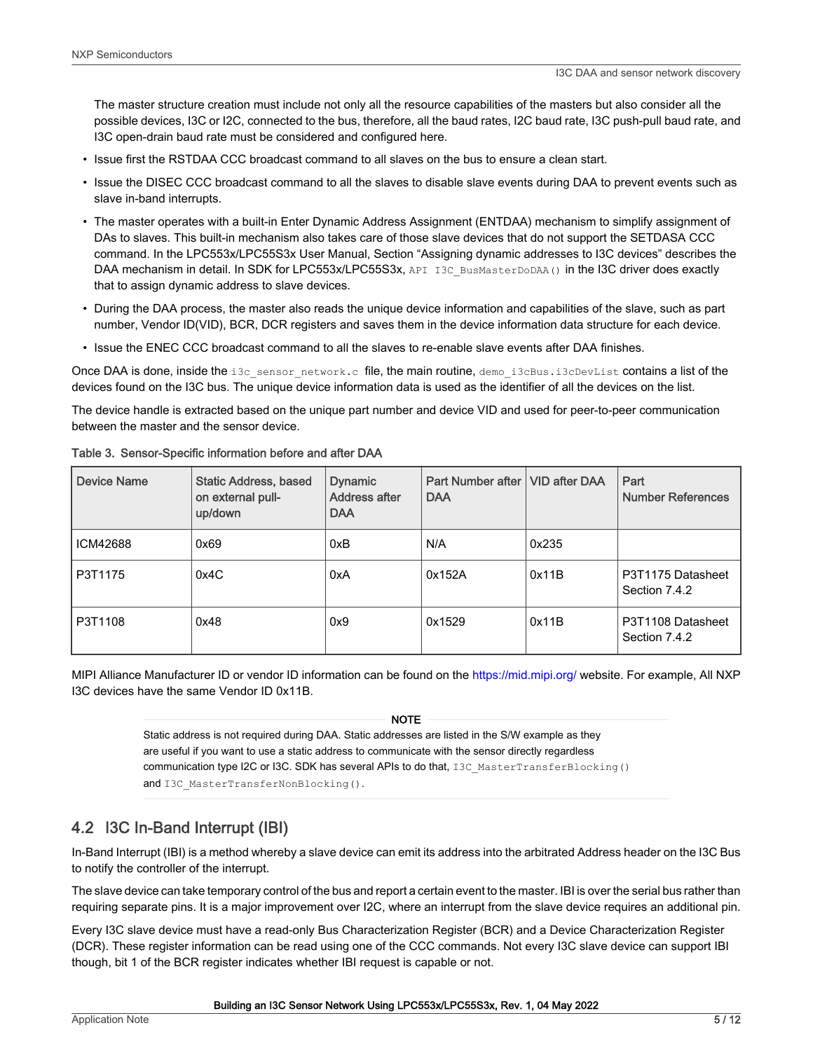The master structure creation must include not only all the resource capabilities of the masters but also consider all the possible devices, I3C or I2C, connected to the bus, therefore, all the baud rates, I2C baud rate, I3C push-pull baud rate, and I3C open-drain baud rate must be considered and configured here.

- Issue first the RSTDAA CCC broadcast command to all slaves on the bus to ensure a clean start.
- Issue the DISEC CCC broadcast command to all the slaves to disable slave events during DAA to prevent events such as slave in-band interrupts.
- The master operates with a built-in Enter Dynamic Address Assignment (ENTDAA) mechanism to simplify assignment of DAs to slaves. This built-in mechanism also takes care of those slave devices that do not support the SETDASA CCC command. In the LPC553x/LPC55S3x User Manual, Section "Assigning dynamic addresses to I3C devices" describes the DAA mechanism in detail. In SDK for LPC553x/LPC55S3x, `API I3C_BusMasterDoDAA()` in the I3C driver does exactly that to assign dynamic address to slave devices.
- During the DAA process, the master also reads the unique device information and capabilities of the slave, such as part number, Vendor ID(VID), BCR, DCR registers and saves them in the device information data structure for each device.
- Issue the ENEC CCC broadcast command to all the slaves to re-enable slave events after DAA finishes.

Once DAA is done, inside the `i3c_sensor_network.c` file, the main routine, `demo_i3cBus.i3cDevList` contains a list of the devices found on the I3C bus. The unique device information data is used as the identifier of all the devices on the list.

The device handle is extracted based on the unique part number and device VID and used for peer-to-peer communication between the master and the sensor device.

Table 3. Sensor-Specific information before and after DAA

| Device Name | Static Address, based on external pull-up/down | Dynamic Address after DAA | Part Number after DAA | VID after DAA | Part Number References |
|---|---|---|---|---|---|
| ICM42688 | 0x69 | 0xB | N/A | 0x235 | |
| P3T1175 | 0x4C | 0xA | 0x152A | 0x11B | P3T1175 Datasheet Section 7.4.2 |
| P3T1108 | 0x48 | 0x9 | 0x1529 | 0x11B | P3T1108 Datasheet Section 7.4.2 |

MIPI Alliance Manufacturer ID or vendor ID information can be found on the https://mid.mipi.org/ website. For example, All NXP I3C devices have the same Vendor ID 0x11B.

**NOTE**

Static address is not required during DAA. Static addresses are listed in the S/W example as they are useful if you want to use a static address to communicate with the sensor directly regardless communication type I2C or I3C. SDK has several APIs to do that, `I3C_MasterTransferBlocking()` and `I3C_MasterTransferNonBlocking()`.

## 4.2 I3C In-Band Interrupt (IBI)

In-Band Interrupt (IBI) is a method whereby a slave device can emit its address into the arbitrated Address header on the I3C Bus to notify the controller of the interrupt.

The slave device can take temporary control of the bus and report a certain event to the master. IBI is over the serial bus rather than requiring separate pins. It is a major improvement over I2C, where an interrupt from the slave device requires an additional pin.

Every I3C slave device must have a read-only Bus Characterization Register (BCR) and a Device Characterization Register (DCR). These register information can be read using one of the CCC commands. Not every I3C slave device can support IBI though, bit 1 of the BCR register indicates whether IBI request is capable or not.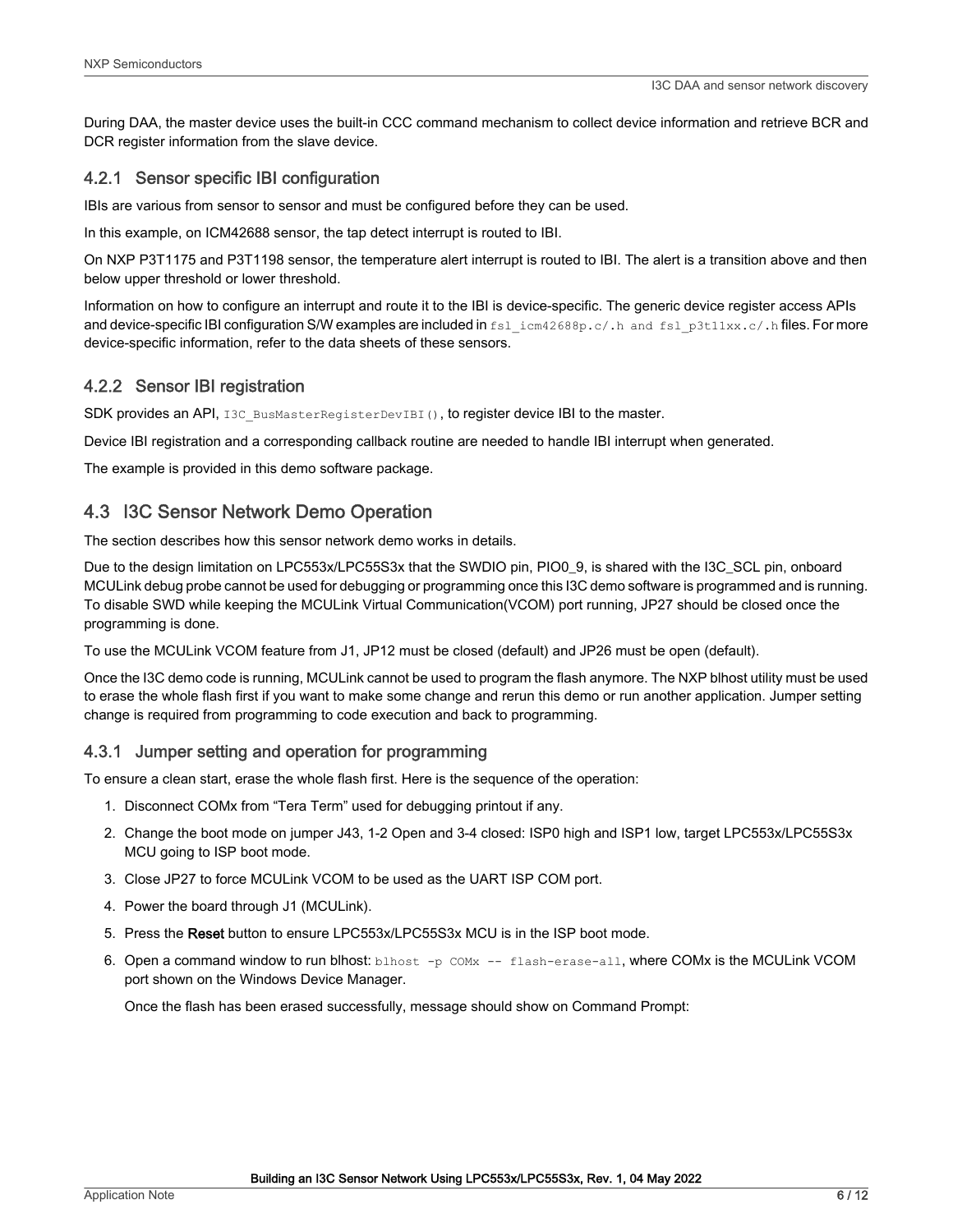During DAA, the master device uses the built-in CCC command mechanism to collect device information and retrieve BCR and DCR register information from the slave device.

### 4.2.1 Sensor specific IBI configuration

IBIs are various from sensor to sensor and must be configured before they can be used.

In this example, on ICM42688 sensor, the tap detect interrupt is routed to IBI.

On NXP P3T1175 and P3T1198 sensor, the temperature alert interrupt is routed to IBI. The alert is a transition above and then below upper threshold or lower threshold.

Information on how to configure an interrupt and route it to the IBI is device-specific. The generic device register access APIs and device-specific IBI configuration S/W examples are included in `fsl_icm42688p.c/.h and fsl_p3t11xx.c/.h` files. For more device-specific information, refer to the data sheets of these sensors.

### 4.2.2 Sensor IBI registration

SDK provides an API, `I3C_BusMasterRegisterDevIBI()`, to register device IBI to the master.

Device IBI registration and a corresponding callback routine are needed to handle IBI interrupt when generated.

The example is provided in this demo software package.

## 4.3 I3C Sensor Network Demo Operation

The section describes how this sensor network demo works in details.

Due to the design limitation on LPC553x/LPC55S3x that the SWDIO pin, PIO0_9, is shared with the I3C_SCL pin, onboard MCULink debug probe cannot be used for debugging or programming once this I3C demo software is programmed and is running. To disable SWD while keeping the MCULink Virtual Communication(VCOM) port running, JP27 should be closed once the programming is done.

To use the MCULink VCOM feature from J1, JP12 must be closed (default) and JP26 must be open (default).

Once the I3C demo code is running, MCULink cannot be used to program the flash anymore. The NXP blhost utility must be used to erase the whole flash first if you want to make some change and rerun this demo or run another application. Jumper setting change is required from programming to code execution and back to programming.

### 4.3.1 Jumper setting and operation for programming

To ensure a clean start, erase the whole flash first. Here is the sequence of the operation:

1. Disconnect COMx from "Tera Term" used for debugging printout if any.
2. Change the boot mode on jumper J43, 1-2 Open and 3-4 closed: ISP0 high and ISP1 low, target LPC553x/LPC55S3x MCU going to ISP boot mode.
3. Close JP27 to force MCULink VCOM to be used as the UART ISP COM port.
4. Power the board through J1 (MCULink).
5. Press the **Reset** button to ensure LPC553x/LPC55S3x MCU is in the ISP boot mode.
6. Open a command window to run blhost: `blhost -p COMx -- flash-erase-all`, where COMx is the MCULink VCOM port shown on the Windows Device Manager.

   Once the flash has been erased successfully, message should show on Command Prompt: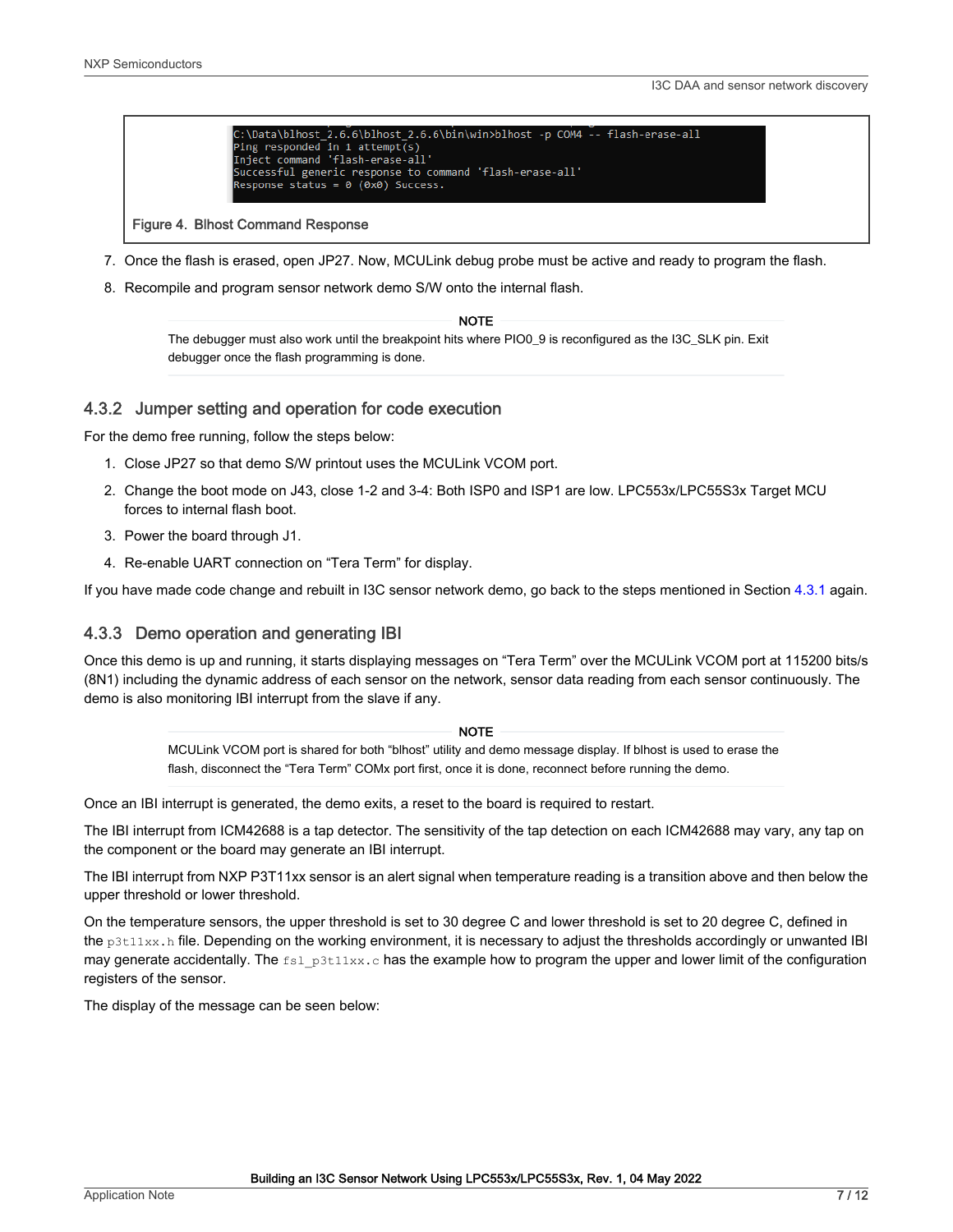```
C:\Data\blhost_2.6.6\blhost_2.6.6\bin\win>blhost -p COM4 -- flash-erase-all
Ping responded in 1 attempt(s)
Inject command 'flash-erase-all'
Successful generic response to command 'flash-erase-all'
Response status = 0 (0x0) Success.
```

Figure 4. Blhost Command Response

7. Once the flash is erased, open JP27. Now, MCULink debug probe must be active and ready to program the flash.
8. Recompile and program sensor network demo S/W onto the internal flash.

> **NOTE**
>
> The debugger must also work until the breakpoint hits where PIO0_9 is reconfigured as the I3C_SLK pin. Exit debugger once the flash programming is done.

### 4.3.2 Jumper setting and operation for code execution

For the demo free running, follow the steps below:

1. Close JP27 so that demo S/W printout uses the MCULink VCOM port.
2. Change the boot mode on J43, close 1-2 and 3-4: Both ISP0 and ISP1 are low. LPC553x/LPC55S3x Target MCU forces to internal flash boot.
3. Power the board through J1.
4. Re-enable UART connection on "Tera Term" for display.

If you have made code change and rebuilt in I3C sensor network demo, go back to the steps mentioned in Section 4.3.1 again.

### 4.3.3 Demo operation and generating IBI

Once this demo is up and running, it starts displaying messages on "Tera Term" over the MCULink VCOM port at 115200 bits/s (8N1) including the dynamic address of each sensor on the network, sensor data reading from each sensor continuously. The demo is also monitoring IBI interrupt from the slave if any.

> **NOTE**
>
> MCULink VCOM port is shared for both "blhost" utility and demo message display. If blhost is used to erase the flash, disconnect the "Tera Term" COMx port first, once it is done, reconnect before running the demo.

Once an IBI interrupt is generated, the demo exits, a reset to the board is required to restart.

The IBI interrupt from ICM42688 is a tap detector. The sensitivity of the tap detection on each ICM42688 may vary, any tap on the component or the board may generate an IBI interrupt.

The IBI interrupt from NXP P3T11xx sensor is an alert signal when temperature reading is a transition above and then below the upper threshold or lower threshold.

On the temperature sensors, the upper threshold is set to 30 degree C and lower threshold is set to 20 degree C, defined in the `p3t11xx.h` file. Depending on the working environment, it is necessary to adjust the thresholds accordingly or unwanted IBI may generate accidentally. The `fsl_p3t11xx.c` has the example how to program the upper and lower limit of the configuration registers of the sensor.

The display of the message can be seen below: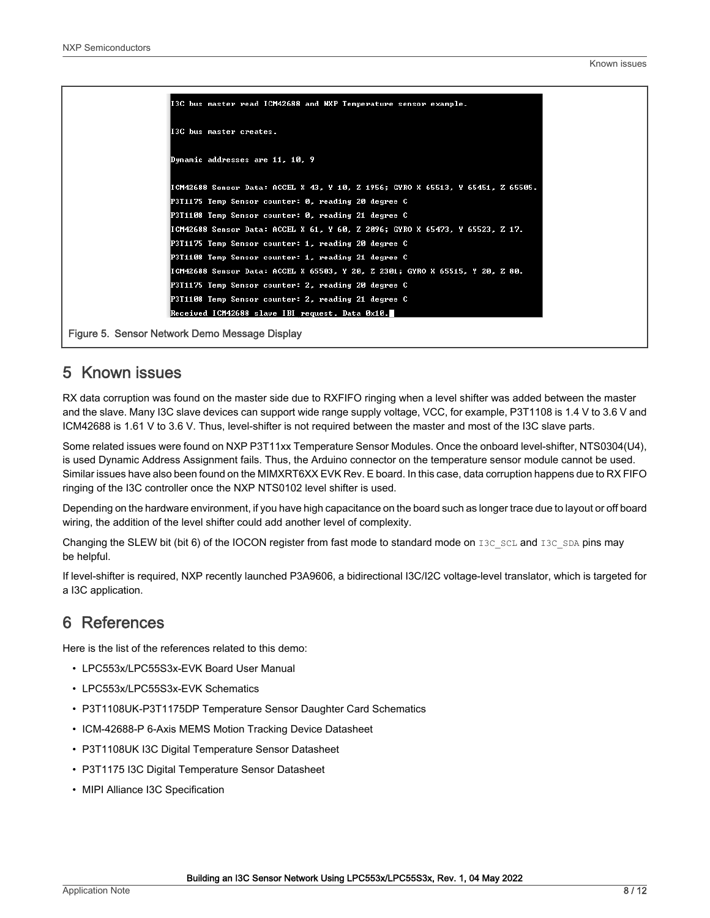```
I3C bus master read ICM42688 and NXP Temperature sensor example.

I3C bus master creates.

Dynamic addresses are 11, 10, 9

ICM42688 Sensor Data: ACCEL X 43, Y 10, Z 1956; GYRO X 65513, Y 65451, Z 65505.
P3T1175 Temp Sensor counter: 0, reading 20 degree C
P3T1108 Temp Sensor counter: 0, reading 21 degree C
ICM42688 Sensor Data: ACCEL X 61, Y 60, Z 2096; GYRO X 65473, Y 65523, Z 17.
P3T1175 Temp Sensor counter: 1, reading 20 degree C
P3T1108 Temp Sensor counter: 1, reading 21 degree C
ICM42688 Sensor Data: ACCEL X 65503, Y 20, Z 2301; GYRO X 65515, Y 20, Z 80.
P3T1175 Temp Sensor counter: 2, reading 20 degree C
P3T1108 Temp Sensor counter: 2, reading 21 degree C
Received ICM42688 slave IBI request. Data 0x10.
```

Figure 5. Sensor Network Demo Message Display

## 5 Known issues

RX data corruption was found on the master side due to RXFIFO ringing when a level shifter was added between the master and the slave. Many I3C slave devices can support wide range supply voltage, VCC, for example, P3T1108 is 1.4 V to 3.6 V and ICM42688 is 1.61 V to 3.6 V. Thus, level-shifter is not required between the master and most of the I3C slave parts.

Some related issues were found on NXP P3T11xx Temperature Sensor Modules. Once the onboard level-shifter, NTS0304(U4), is used Dynamic Address Assignment fails. Thus, the Arduino connector on the temperature sensor module cannot be used. Similar issues have also been found on the MIMXRT6XX EVK Rev. E board. In this case, data corruption happens due to RX FIFO ringing of the I3C controller once the NXP NTS0102 level shifter is used.

Depending on the hardware environment, if you have high capacitance on the board such as longer trace due to layout or off board wiring, the addition of the level shifter could add another level of complexity.

Changing the SLEW bit (bit 6) of the IOCON register from fast mode to standard mode on `I3C_SCL` and `I3C_SDA` pins may be helpful.

If level-shifter is required, NXP recently launched P3A9606, a bidirectional I3C/I2C voltage-level translator, which is targeted for a I3C application.

## 6 References

Here is the list of the references related to this demo:

- LPC553x/LPC55S3x-EVK Board User Manual
- LPC553x/LPC55S3x-EVK Schematics
- P3T1108UK-P3T1175DP Temperature Sensor Daughter Card Schematics
- ICM-42688-P 6-Axis MEMS Motion Tracking Device Datasheet
- P3T1108UK I3C Digital Temperature Sensor Datasheet
- P3T1175 I3C Digital Temperature Sensor Datasheet
- MIPI Alliance I3C Specification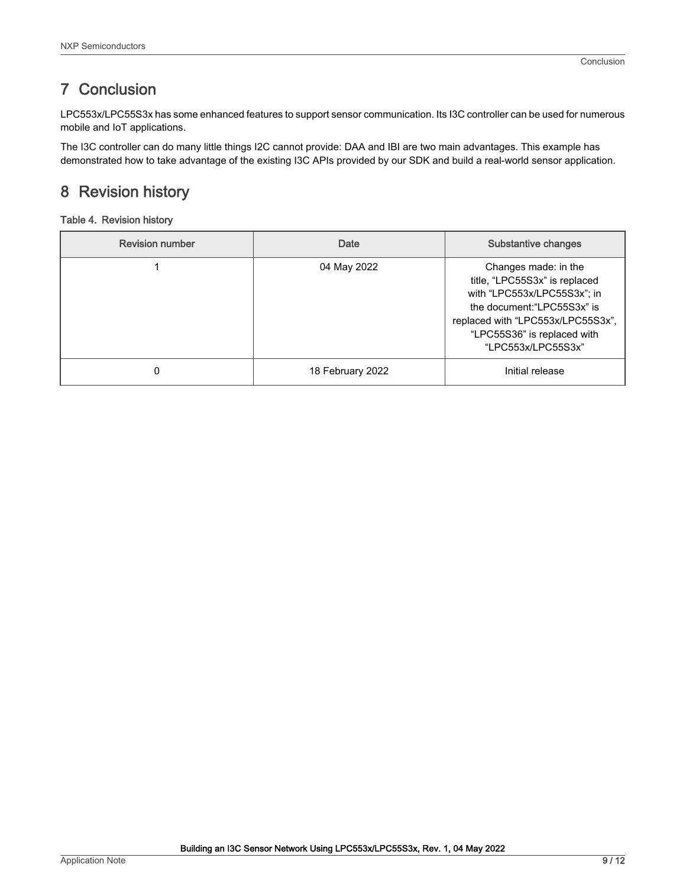# 7 Conclusion

LPC553x/LPC55S3x has some enhanced features to support sensor communication. Its I3C controller can be used for numerous mobile and IoT applications.

The I3C controller can do many little things I2C cannot provide: DAA and IBI are two main advantages. This example has demonstrated how to take advantage of the existing I3C APIs provided by our SDK and build a real-world sensor application.

# 8 Revision history

**Table 4. Revision history**

| Revision number | Date | Substantive changes |
| --- | --- | --- |
| 1 | 04 May 2022 | Changes made: in the title, "LPC55S3x" is replaced with "LPC553x/LPC55S3x"; in the document:"LPC55S3x" is replaced with "LPC553x/LPC55S3x", "LPC55S36" is replaced with "LPC553x/LPC55S3x" |
| 0 | 18 February 2022 | Initial release |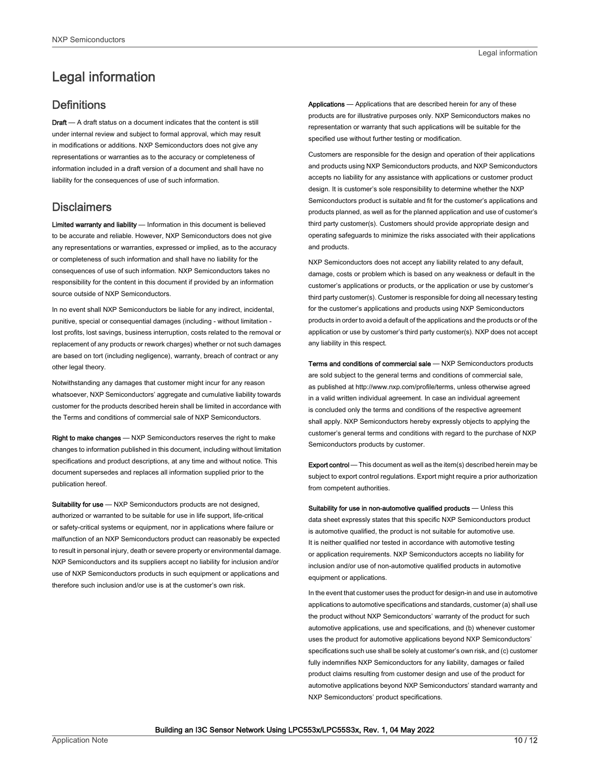# Legal information

## Definitions

**Draft** — A draft status on a document indicates that the content is still under internal review and subject to formal approval, which may result in modifications or additions. NXP Semiconductors does not give any representations or warranties as to the accuracy or completeness of information included in a draft version of a document and shall have no liability for the consequences of use of such information.

## Disclaimers

**Limited warranty and liability** — Information in this document is believed to be accurate and reliable. However, NXP Semiconductors does not give any representations or warranties, expressed or implied, as to the accuracy or completeness of such information and shall have no liability for the consequences of use of such information. NXP Semiconductors takes no responsibility for the content in this document if provided by an information source outside of NXP Semiconductors.

In no event shall NXP Semiconductors be liable for any indirect, incidental, punitive, special or consequential damages (including - without limitation - lost profits, lost savings, business interruption, costs related to the removal or replacement of any products or rework charges) whether or not such damages are based on tort (including negligence), warranty, breach of contract or any other legal theory.

Notwithstanding any damages that customer might incur for any reason whatsoever, NXP Semiconductors' aggregate and cumulative liability towards customer for the products described herein shall be limited in accordance with the Terms and conditions of commercial sale of NXP Semiconductors.

**Right to make changes** — NXP Semiconductors reserves the right to make changes to information published in this document, including without limitation specifications and product descriptions, at any time and without notice. This document supersedes and replaces all information supplied prior to the publication hereof.

**Suitability for use** — NXP Semiconductors products are not designed, authorized or warranted to be suitable for use in life support, life-critical or safety-critical systems or equipment, nor in applications where failure or malfunction of an NXP Semiconductors product can reasonably be expected to result in personal injury, death or severe property or environmental damage. NXP Semiconductors and its suppliers accept no liability for inclusion and/or use of NXP Semiconductors products in such equipment or applications and therefore such inclusion and/or use is at the customer's own risk.

**Applications** — Applications that are described herein for any of these products are for illustrative purposes only. NXP Semiconductors makes no representation or warranty that such applications will be suitable for the specified use without further testing or modification.

Customers are responsible for the design and operation of their applications and products using NXP Semiconductors products, and NXP Semiconductors accepts no liability for any assistance with applications or customer product design. It is customer's sole responsibility to determine whether the NXP Semiconductors product is suitable and fit for the customer's applications and products planned, as well as for the planned application and use of customer's third party customer(s). Customers should provide appropriate design and operating safeguards to minimize the risks associated with their applications and products.

NXP Semiconductors does not accept any liability related to any default, damage, costs or problem which is based on any weakness or default in the customer's applications or products, or the application or use by customer's third party customer(s). Customer is responsible for doing all necessary testing for the customer's applications and products using NXP Semiconductors products in order to avoid a default of the applications and the products or of the application or use by customer's third party customer(s). NXP does not accept any liability in this respect.

**Terms and conditions of commercial sale** — NXP Semiconductors products are sold subject to the general terms and conditions of commercial sale, as published at http://www.nxp.com/profile/terms, unless otherwise agreed in a valid written individual agreement. In case an individual agreement is concluded only the terms and conditions of the respective agreement shall apply. NXP Semiconductors hereby expressly objects to applying the customer's general terms and conditions with regard to the purchase of NXP Semiconductors products by customer.

**Export control** — This document as well as the item(s) described herein may be subject to export control regulations. Export might require a prior authorization from competent authorities.

**Suitability for use in non-automotive qualified products** — Unless this data sheet expressly states that this specific NXP Semiconductors product is automotive qualified, the product is not suitable for automotive use. It is neither qualified nor tested in accordance with automotive testing or application requirements. NXP Semiconductors accepts no liability for inclusion and/or use of non-automotive qualified products in automotive equipment or applications.

In the event that customer uses the product for design-in and use in automotive applications to automotive specifications and standards, customer (a) shall use the product without NXP Semiconductors' warranty of the product for such automotive applications, use and specifications, and (b) whenever customer uses the product for automotive applications beyond NXP Semiconductors' specifications such use shall be solely at customer's own risk, and (c) customer fully indemnifies NXP Semiconductors for any liability, damages or failed product claims resulting from customer design and use of the product for automotive applications beyond NXP Semiconductors' standard warranty and NXP Semiconductors' product specifications.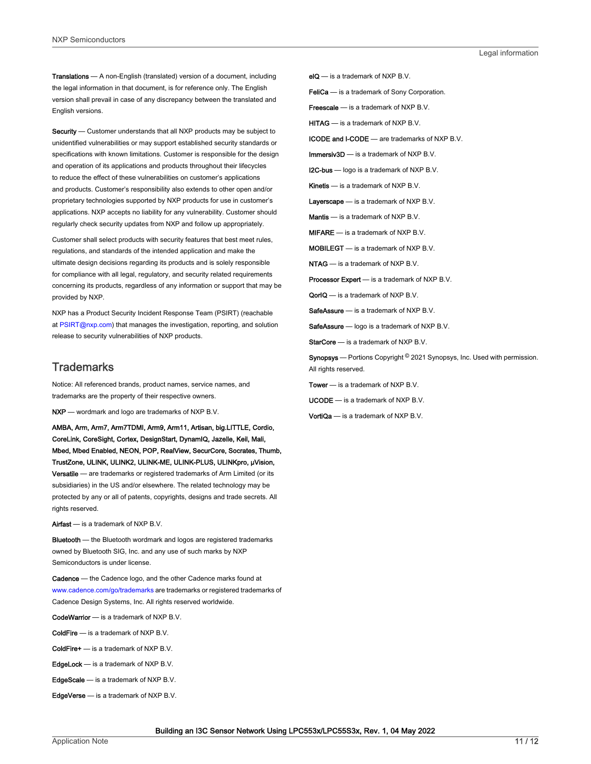**Translations** — A non-English (translated) version of a document, including the legal information in that document, is for reference only. The English version shall prevail in case of any discrepancy between the translated and English versions.

**Security** — Customer understands that all NXP products may be subject to unidentified vulnerabilities or may support established security standards or specifications with known limitations. Customer is responsible for the design and operation of its applications and products throughout their lifecycles to reduce the effect of these vulnerabilities on customer's applications and products. Customer's responsibility also extends to other open and/or proprietary technologies supported by NXP products for use in customer's applications. NXP accepts no liability for any vulnerability. Customer should regularly check security updates from NXP and follow up appropriately.

Customer shall select products with security features that best meet rules, regulations, and standards of the intended application and make the ultimate design decisions regarding its products and is solely responsible for compliance with all legal, regulatory, and security related requirements concerning its products, regardless of any information or support that may be provided by NXP.

NXP has a Product Security Incident Response Team (PSIRT) (reachable at PSIRT@nxp.com) that manages the investigation, reporting, and solution release to security vulnerabilities of NXP products.

## Trademarks

Notice: All referenced brands, product names, service names, and trademarks are the property of their respective owners.

**NXP** — wordmark and logo are trademarks of NXP B.V.

**AMBA, Arm, Arm7, Arm7TDMI, Arm9, Arm11, Artisan, big.LITTLE, Cordio, CoreLink, CoreSight, Cortex, DesignStart, DynamIQ, Jazelle, Keil, Mali, Mbed, Mbed Enabled, NEON, POP, RealView, SecurCore, Socrates, Thumb, TrustZone, ULINK, ULINK2, ULINK-ME, ULINK-PLUS, ULINKpro, μVision, Versatile** — are trademarks or registered trademarks of Arm Limited (or its subsidiaries) in the US and/or elsewhere. The related technology may be protected by any or all of patents, copyrights, designs and trade secrets. All rights reserved.

**Airfast** — is a trademark of NXP B.V.

**Bluetooth** — the Bluetooth wordmark and logos are registered trademarks owned by Bluetooth SIG, Inc. and any use of such marks by NXP Semiconductors is under license.

**Cadence** — the Cadence logo, and the other Cadence marks found at www.cadence.com/go/trademarks are trademarks or registered trademarks of Cadence Design Systems, Inc. All rights reserved worldwide.

**CodeWarrior** — is a trademark of NXP B.V.

**ColdFire** — is a trademark of NXP B.V.

**ColdFire+** — is a trademark of NXP B.V.

**EdgeLock** — is a trademark of NXP B.V.

**EdgeScale** — is a trademark of NXP B.V.

**EdgeVerse** — is a trademark of NXP B.V.

**eIQ** — is a trademark of NXP B.V.

**FeliCa** — is a trademark of Sony Corporation.

**Freescale** — is a trademark of NXP B.V.

**HITAG** — is a trademark of NXP B.V.

**ICODE and I-CODE** — are trademarks of NXP B.V.

**Immersiv3D** — is a trademark of NXP B.V.

**I2C-bus** — logo is a trademark of NXP B.V.

**Kinetis** — is a trademark of NXP B.V.

**Layerscape** — is a trademark of NXP B.V.

**Mantis** — is a trademark of NXP B.V.

**MIFARE** — is a trademark of NXP B.V.

**MOBILEGT** — is a trademark of NXP B.V.

**NTAG** — is a trademark of NXP B.V.

**Processor Expert** — is a trademark of NXP B.V.

**QorIQ** — is a trademark of NXP B.V.

**SafeAssure** — is a trademark of NXP B.V.

**SafeAssure** — logo is a trademark of NXP B.V.

**StarCore** — is a trademark of NXP B.V.

**Synopsys** — Portions Copyright © 2021 Synopsys, Inc. Used with permission. All rights reserved.

**Tower** — is a trademark of NXP B.V.

**UCODE** — is a trademark of NXP B.V.

**VortiQa** — is a trademark of NXP B.V.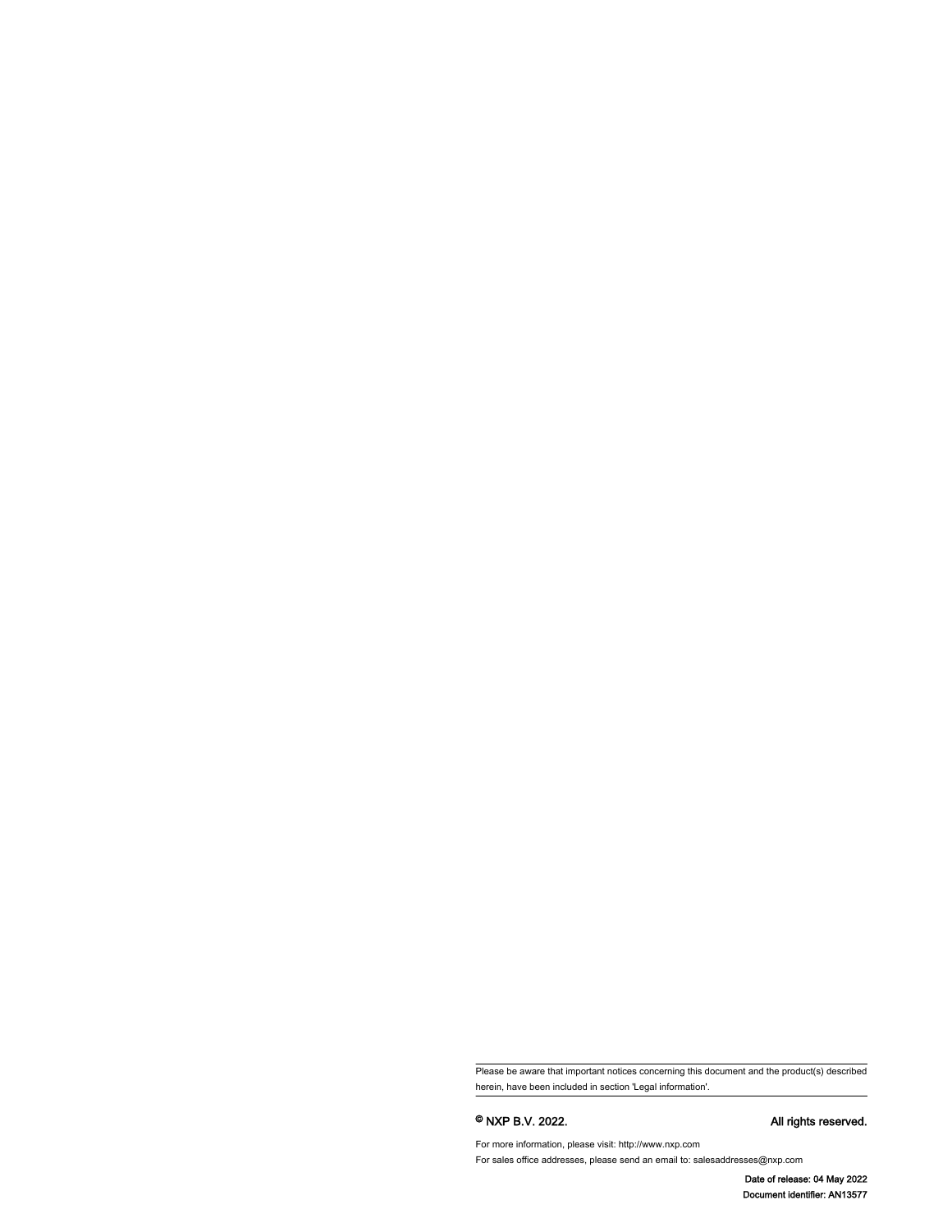Please be aware that important notices concerning this document and the product(s) described herein, have been included in section 'Legal information'.

© NXP B.V. 2022. All rights reserved.

For more information, please visit: http://www.nxp.com

For sales office addresses, please send an email to: salesaddresses@nxp.com

Date of release: 04 May 2022

Document identifier: AN13577